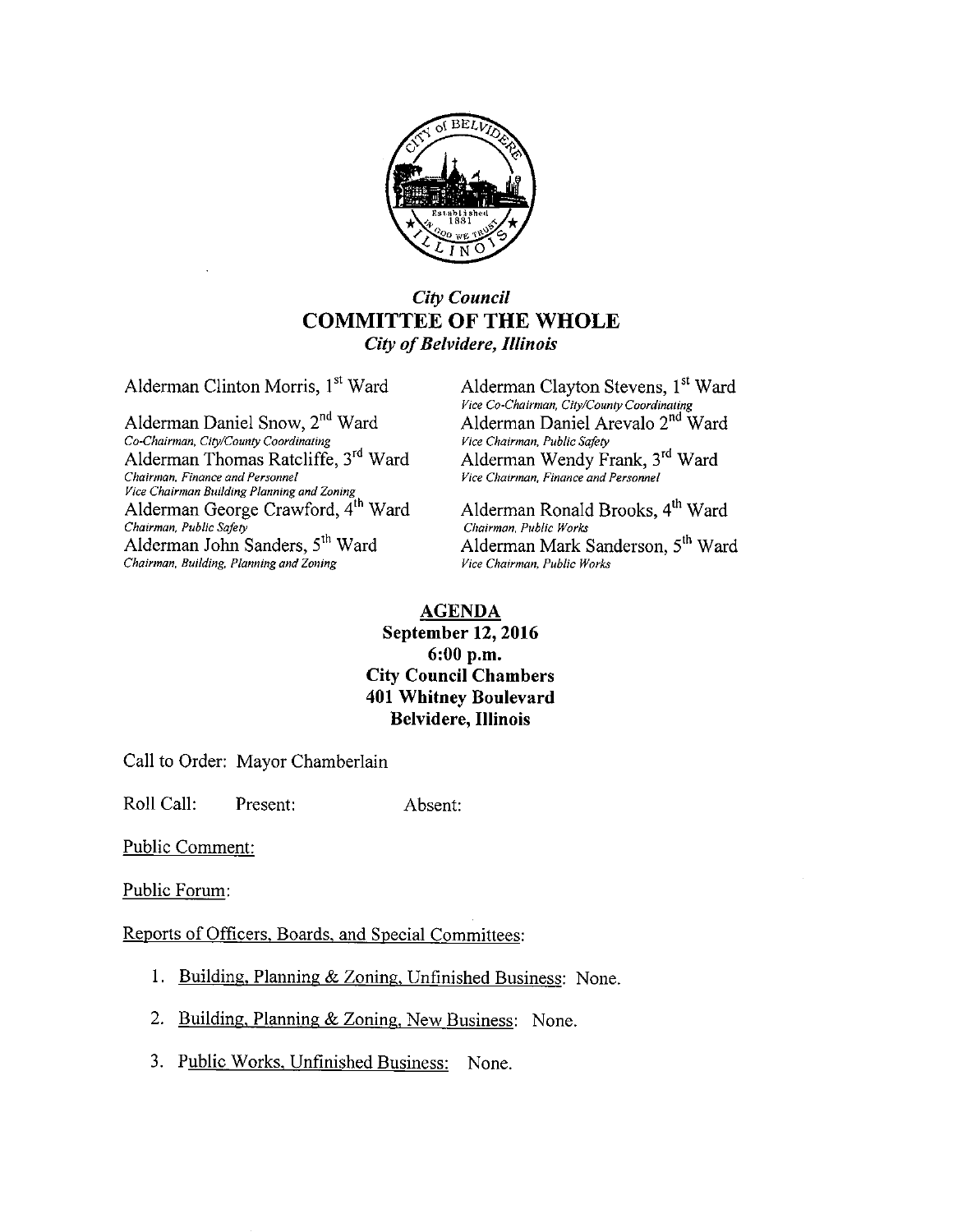*City Council*
# COMMITTEE OF THE WHOLE
*City of Belvidere, Illinois*

Alderman Clinton Morris, 1st Ward

Alderman Clayton Stevens, 1st Ward
*Vice Co-Chairman, City/County Coordinating*

Alderman Daniel Snow, 2nd Ward
*Co-Chairman, City/County Coordinating*

Alderman Daniel Arevalo 2nd Ward
*Vice Chairman, Public Safety*

Alderman Thomas Ratcliffe, 3rd Ward
*Chairman, Finance and Personnel*
*Vice Chairman Building Planning and Zoning*

Alderman Wendy Frank, 3rd Ward
*Vice Chairman, Finance and Personnel*

Alderman George Crawford, 4th Ward
*Chairman, Public Safety*

Alderman Ronald Brooks, 4th Ward
*Chairman, Public Works*

Alderman John Sanders, 5th Ward
*Chairman, Building, Planning and Zoning*

Alderman Mark Sanderson, 5th Ward
*Vice Chairman, Public Works*

## AGENDA

**September 12, 2016**
**6:00 p.m.**
**City Council Chambers**
**401 Whitney Boulevard**
**Belvidere, Illinois**

Call to Order: Mayor Chamberlain

Roll Call: Present: Absent:

Public Comment:

Public Forum:

Reports of Officers, Boards, and Special Committees:

1. Building, Planning & Zoning, Unfinished Business: None.
2. Building, Planning & Zoning, New Business: None.
3. Public Works, Unfinished Business: None.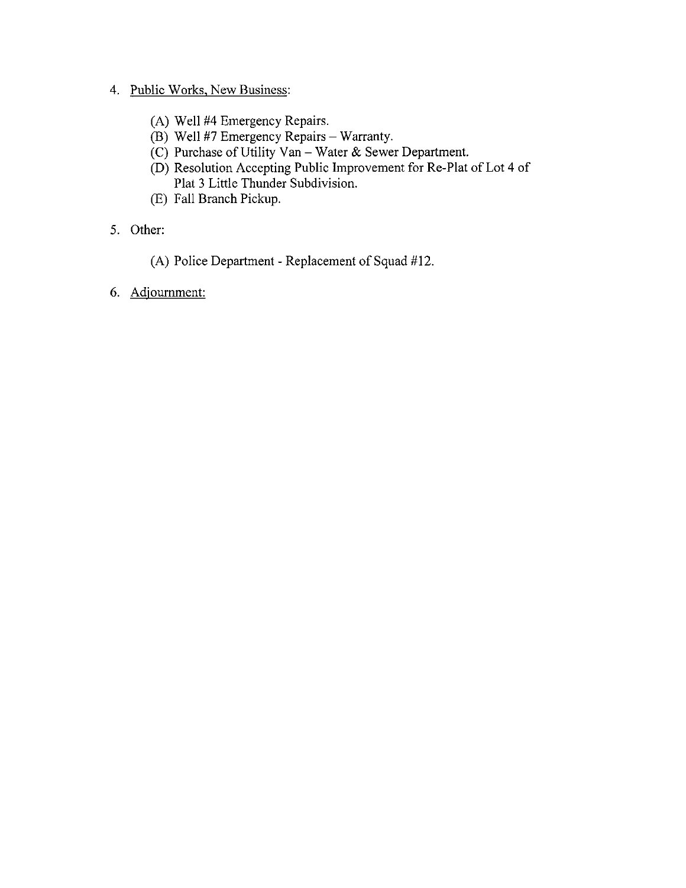4. <u>Public Works, New Business</u>:

    (A) Well #4 Emergency Repairs.
    (B) Well #7 Emergency Repairs – Warranty.
    (C) Purchase of Utility Van – Water & Sewer Department.
    (D) Resolution Accepting Public Improvement for Re-Plat of Lot 4 of Plat 3 Little Thunder Subdivision.
    (E) Fall Branch Pickup.

5. Other:

    (A) Police Department - Replacement of Squad #12.

6. <u>Adjournment:</u>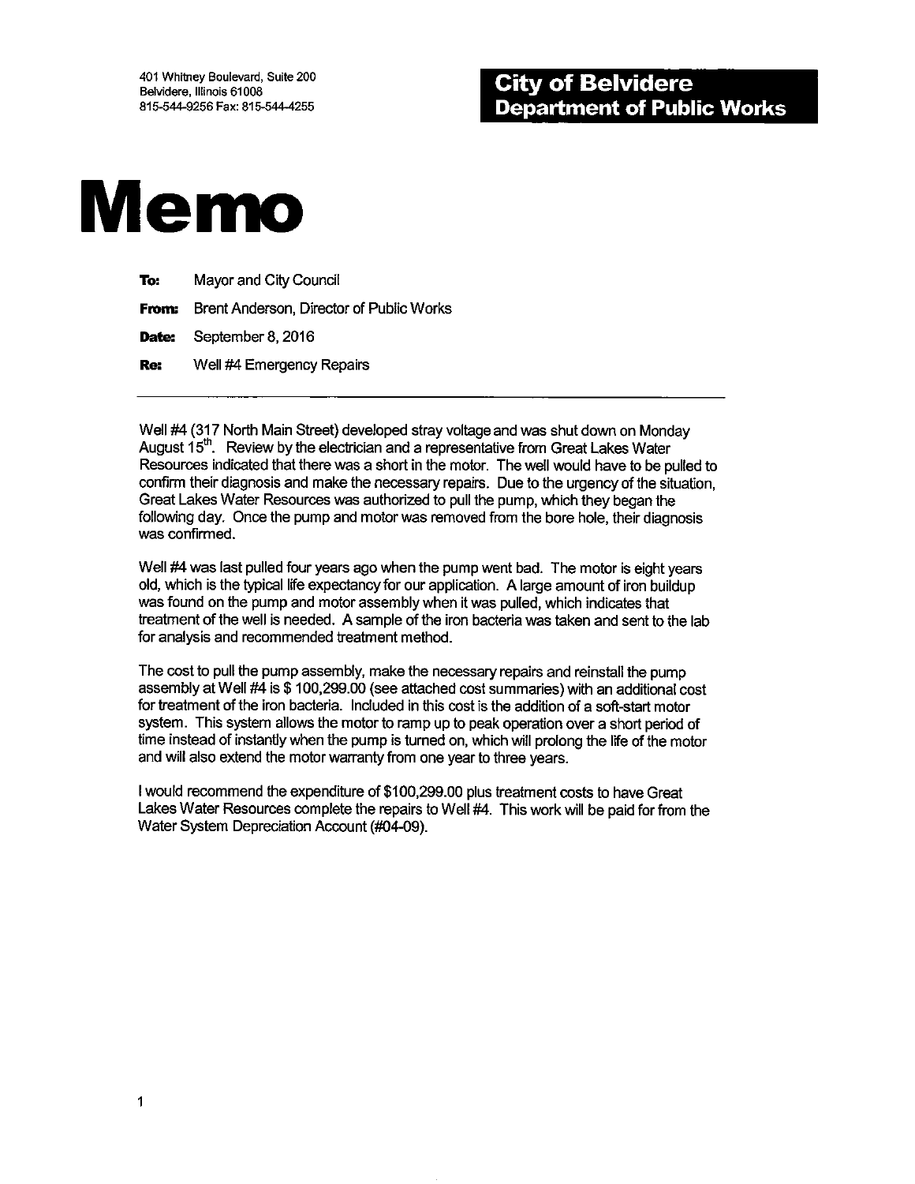401 Whitney Boulevard, Suite 200
Belvidere, Illinois 61008
815-544-9256 Fax: 815-544-4255

**City of Belvidere**
**Department of Public Works**

# Memo

**To:** Mayor and City Council

**From:** Brent Anderson, Director of Public Works

**Date:** September 8, 2016

**Re:** Well #4 Emergency Repairs

---

Well #4 (317 North Main Street) developed stray voltage and was shut down on Monday August 15th. Review by the electrician and a representative from Great Lakes Water Resources indicated that there was a short in the motor. The well would have to be pulled to confirm their diagnosis and make the necessary repairs. Due to the urgency of the situation, Great Lakes Water Resources was authorized to pull the pump, which they began the following day. Once the pump and motor was removed from the bore hole, their diagnosis was confirmed.

Well #4 was last pulled four years ago when the pump went bad. The motor is eight years old, which is the typical life expectancy for our application. A large amount of iron buildup was found on the pump and motor assembly when it was pulled, which indicates that treatment of the well is needed. A sample of the iron bacteria was taken and sent to the lab for analysis and recommended treatment method.

The cost to pull the pump assembly, make the necessary repairs and reinstall the pump assembly at Well #4 is $ 100,299.00 (see attached cost summaries) with an additional cost for treatment of the iron bacteria. Included in this cost is the addition of a soft-start motor system. This system allows the motor to ramp up to peak operation over a short period of time instead of instantly when the pump is turned on, which will prolong the life of the motor and will also extend the motor warranty from one year to three years.

I would recommend the expenditure of $100,299.00 plus treatment costs to have Great Lakes Water Resources complete the repairs to Well #4. This work will be paid for from the Water System Depreciation Account (#04-09).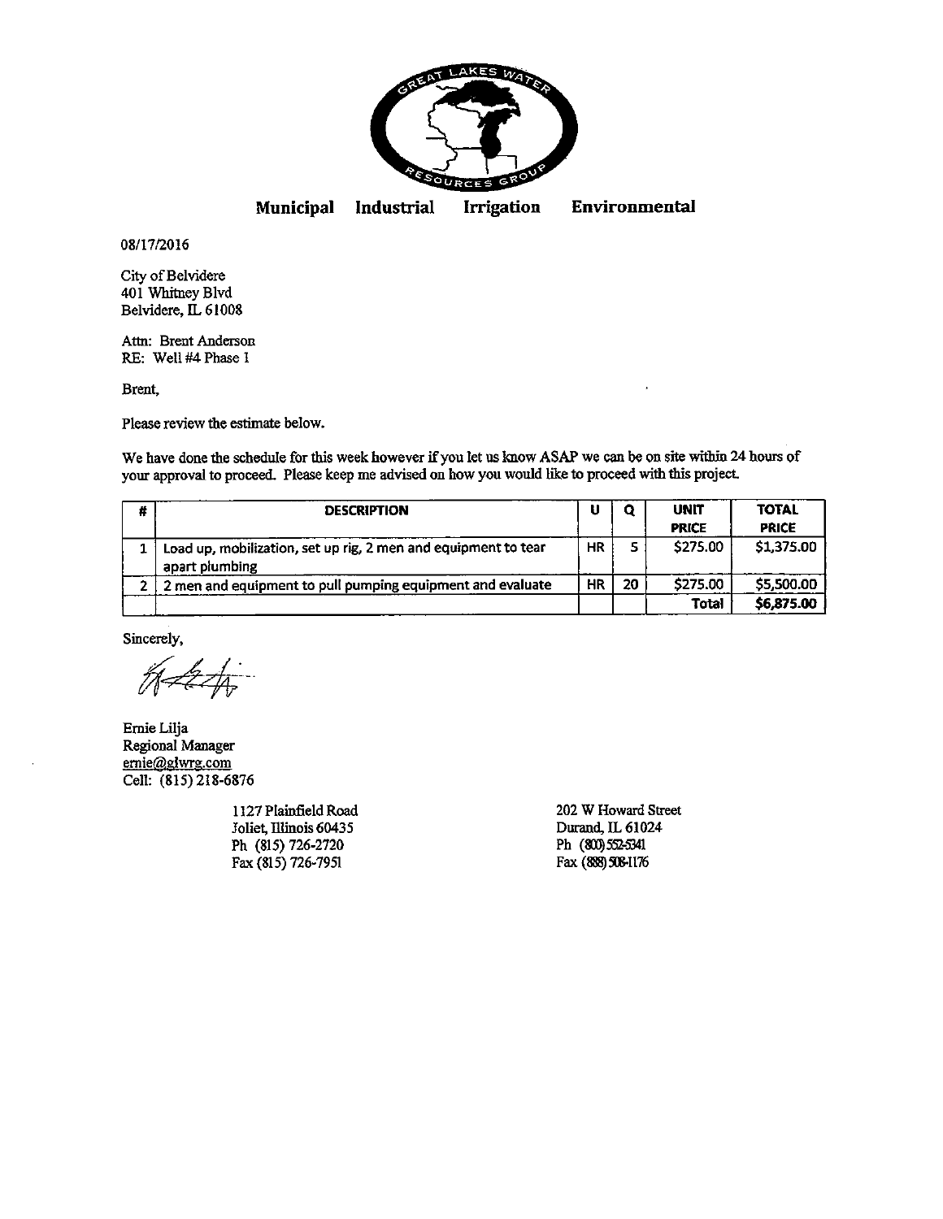**Municipal Industrial Irrigation Environmental**

08/17/2016

City of Belvidere
401 Whitney Blvd
Belvidere, IL 61008

Attn: Brent Anderson
RE: Well #4 Phase I

Brent,

Please review the estimate below.

We have done the schedule for this week however if you let us know ASAP we can be on site within 24 hours of your approval to proceed. Please keep me advised on how you would like to proceed with this project.

| # | DESCRIPTION | U | Q | UNIT PRICE | TOTAL PRICE |
|---|---|---|---|---|---|
| 1 | Load up, mobilization, set up rig, 2 men and equipment to tear apart plumbing | HR | 5 | $275.00 | $1,375.00 |
| 2 | 2 men and equipment to pull pumping equipment and evaluate | HR | 20 | $275.00 | $5,500.00 |
| | | | | Total | $6,875.00 |

Sincerely,

Ernie Lilja
Regional Manager
ernie@glwrg.com
Cell: (815) 218-6876

1127 Plainfield Road
Joliet, Illinois 60435
Ph (815) 726-2720
Fax (815) 726-7951

202 W Howard Street
Durand, IL 61024
Ph (800) 552-5341
Fax (888) 508-1176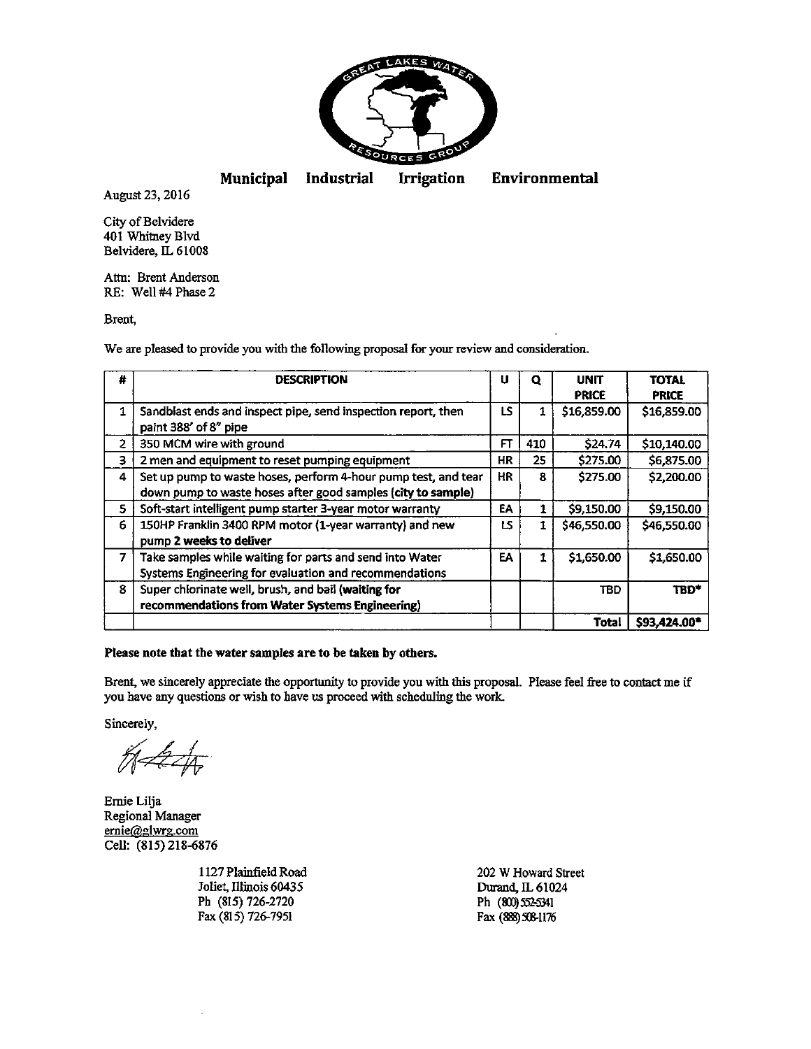GREAT LAKES WATER RESOURCES GROUP

**Municipal Industrial Irrigation Environmental**

August 23, 2016

City of Belvidere
401 Whitney Blvd
Belvidere, IL 61008

Attn: Brent Anderson
RE: Well #4 Phase 2

Brent,

We are pleased to provide you with the following proposal for your review and consideration.

| # | DESCRIPTION | U | Q | UNIT PRICE | TOTAL PRICE |
|---|---|---|---|---|---|
| 1 | Sandblast ends and inspect pipe, send inspection report, then paint 388' of 8" pipe | LS | 1 | $16,859.00 | $16,859.00 |
| 2 | 350 MCM wire with ground | FT | 410 | $24.74 | $10,140.00 |
| 3 | 2 men and equipment to reset pumping equipment | HR | 25 | $275.00 | $6,875.00 |
| 4 | Set up pump to waste hoses, perform 4-hour pump test, and tear down pump to waste hoses after good samples **(city to sample)** | HR | 8 | $275.00 | $2,200.00 |
| 5 | Soft-start intelligent pump starter 3-year motor warranty | EA | 1 | $9,150.00 | $9,150.00 |
| 6 | 150HP Franklin 3400 RPM motor (1-year warranty) and new pump **2 weeks to deliver** | LS | 1 | $46,550.00 | $46,550.00 |
| 7 | Take samples while waiting for parts and send into Water Systems Engineering for evaluation and recommendations | EA | 1 | $1,650.00 | $1,650.00 |
| 8 | Super chlorinate well, brush, and bail **(waiting for recommendations from Water Systems Engineering)** | | | TBD | TBD* |
| | | | | **Total** | $93,424.00* |

**Please note that the water samples are to be taken by others.**

Brent, we sincerely appreciate the opportunity to provide you with this proposal. Please feel free to contact me if you have any questions or wish to have us proceed with scheduling the work.

Sincerely,

Ernie Lilja
Regional Manager
ernie@glwrg.com
Cell: (815) 218-6876

1127 Plainfield Road
Joliet, Illinois 60435
Ph (815) 726-2720
Fax (815) 726-7951

202 W Howard Street
Durand, IL 61024
Ph (800) 552-5341
Fax (888) 508-1176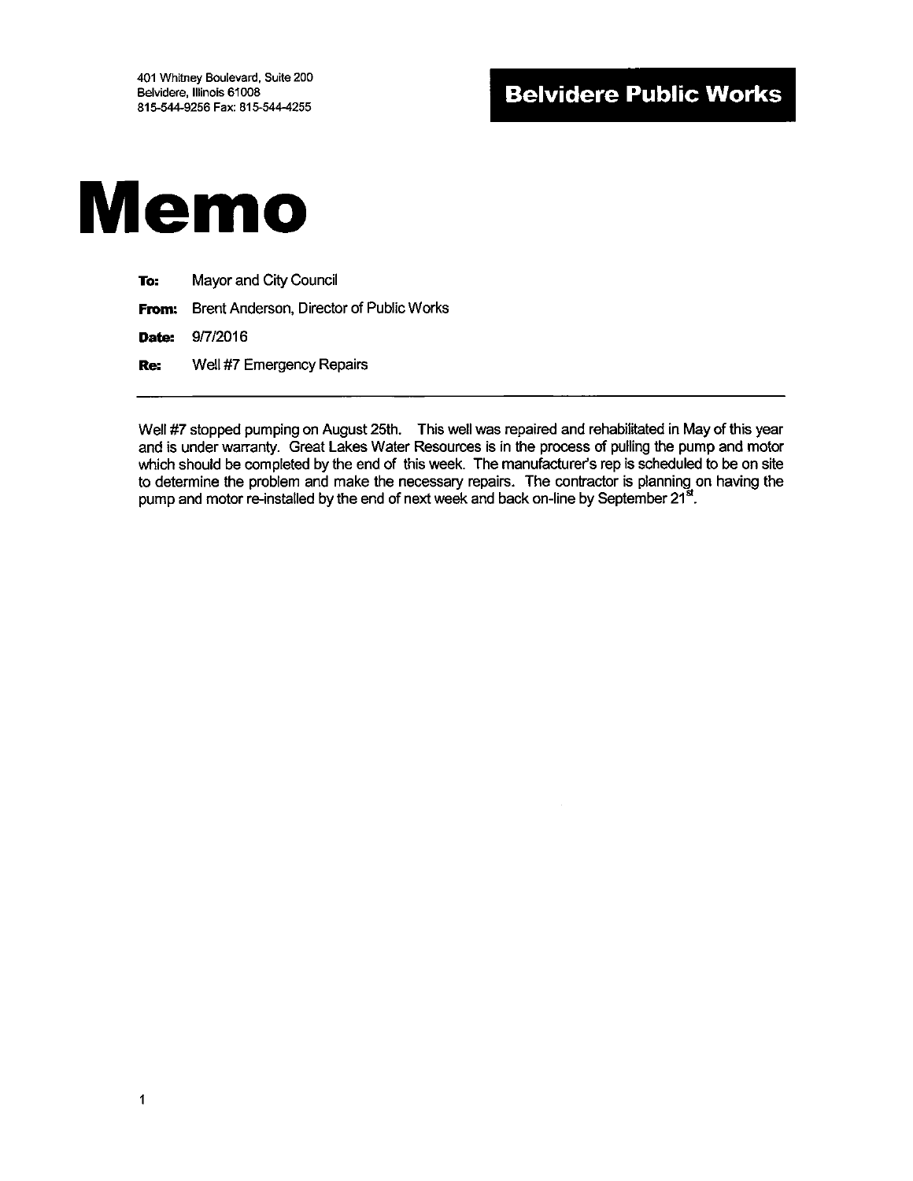401 Whitney Boulevard, Suite 200
Belvidere, Illinois 61008
815-544-9256 Fax: 815-544-4255

**Belvidere Public Works**

# Memo

**To:** Mayor and City Council

**From:** Brent Anderson, Director of Public Works

**Date:** 9/7/2016

**Re:** Well #7 Emergency Repairs

---

Well #7 stopped pumping on August 25th. This well was repaired and rehabilitated in May of this year and is under warranty. Great Lakes Water Resources is in the process of pulling the pump and motor which should be completed by the end of this week. The manufacturer's rep is scheduled to be on site to determine the problem and make the necessary repairs. The contractor is planning on having the pump and motor re-installed by the end of next week and back on-line by September 21st.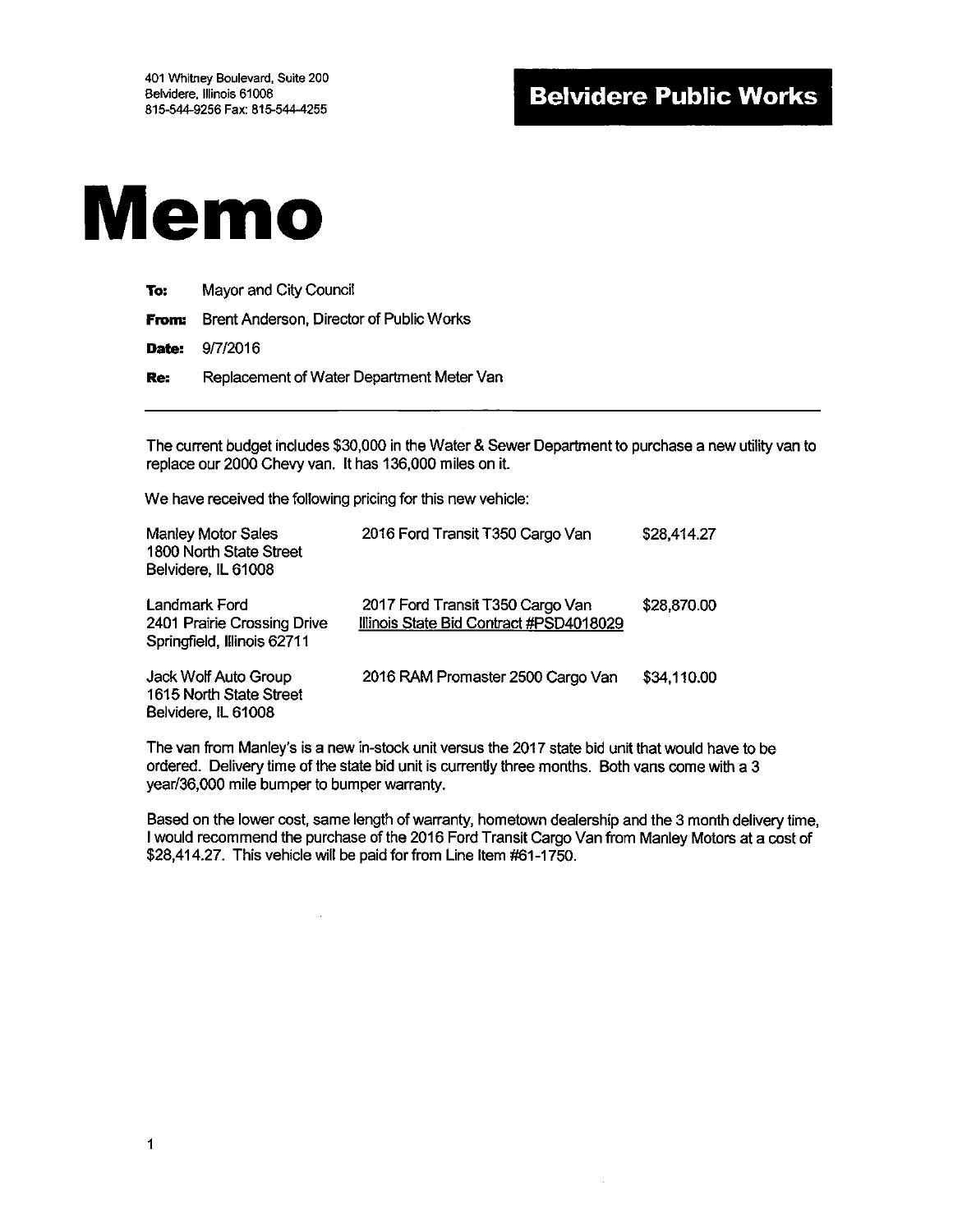401 Whitney Boulevard, Suite 200
Belvidere, Illinois 61008
815-544-9256 Fax: 815-544-4255

**Belvidere Public Works**

# Memo

**To:** Mayor and City Council

**From:** Brent Anderson, Director of Public Works

**Date:** 9/7/2016

**Re:** Replacement of Water Department Meter Van

---

The current budget includes $30,000 in the Water & Sewer Department to purchase a new utility van to replace our 2000 Chevy van. It has 136,000 miles on it.

We have received the following pricing for this new vehicle:

| Dealer | Vehicle | Price |
|---|---|---|
| Manley Motor Sales<br>1800 North State Street<br>Belvidere, IL 61008 | 2016 Ford Transit T350 Cargo Van | $28,414.27 |
| Landmark Ford<br>2401 Prairie Crossing Drive<br>Springfield, Illinois 62711 | 2017 Ford Transit T350 Cargo Van<br>Illinois State Bid Contract #PSD4018029 | $28,870.00 |
| Jack Wolf Auto Group<br>1615 North State Street<br>Belvidere, IL 61008 | 2016 RAM Promaster 2500 Cargo Van | $34,110.00 |

The van from Manley's is a new in-stock unit versus the 2017 state bid unit that would have to be ordered. Delivery time of the state bid unit is currently three months. Both vans come with a 3 year/36,000 mile bumper to bumper warranty.

Based on the lower cost, same length of warranty, hometown dealership and the 3 month delivery time, I would recommend the purchase of the 2016 Ford Transit Cargo Van from Manley Motors at a cost of $28,414.27. This vehicle will be paid for from Line Item #61-1750.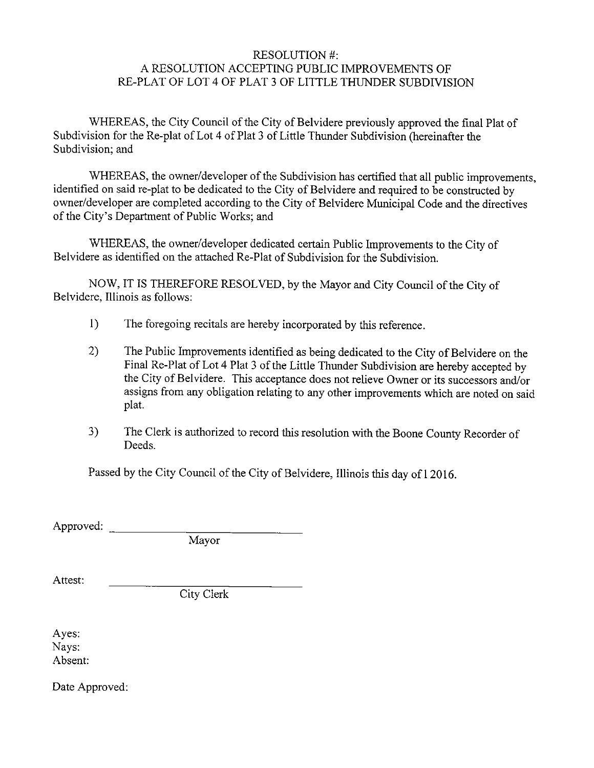RESOLUTION #:
A RESOLUTION ACCEPTING PUBLIC IMPROVEMENTS OF
RE-PLAT OF LOT 4 OF PLAT 3 OF LITTLE THUNDER SUBDIVISION

WHEREAS, the City Council of the City of Belvidere previously approved the final Plat of Subdivision for the Re-plat of Lot 4 of Plat 3 of Little Thunder Subdivision (hereinafter the Subdivision; and

WHEREAS, the owner/developer of the Subdivision has certified that all public improvements, identified on said re-plat to be dedicated to the City of Belvidere and required to be constructed by owner/developer are completed according to the City of Belvidere Municipal Code and the directives of the City's Department of Public Works; and

WHEREAS, the owner/developer dedicated certain Public Improvements to the City of Belvidere as identified on the attached Re-Plat of Subdivision for the Subdivision.

NOW, IT IS THEREFORE RESOLVED, by the Mayor and City Council of the City of Belvidere, Illinois as follows:

1) The foregoing recitals are hereby incorporated by this reference.

2) The Public Improvements identified as being dedicated to the City of Belvidere on the Final Re-Plat of Lot 4 Plat 3 of the Little Thunder Subdivision are hereby accepted by the City of Belvidere. This acceptance does not relieve Owner or its successors and/or assigns from any obligation relating to any other improvements which are noted on said plat.

3) The Clerk is authorized to record this resolution with the Boone County Recorder of Deeds.

Passed by the City Council of the City of Belvidere, Illinois this day of l 2016.

Approved: ______________________________
Mayor

Attest: ______________________________
City Clerk

Ayes:
Nays:
Absent:

Date Approved: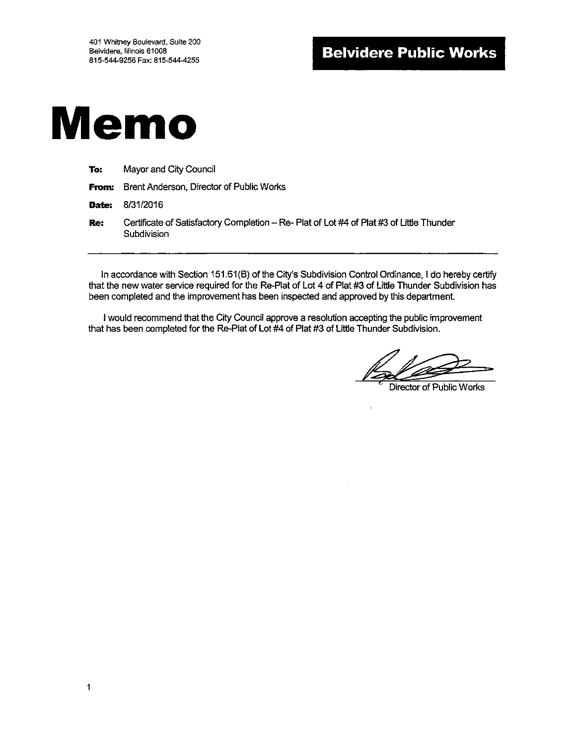401 Whitney Boulevard, Suite 200
Belvidere, Illinois 61008
815-544-9256 Fax: 815-544-4255

**Belvidere Public Works**

# Memo

**To:** Mayor and City Council

**From:** Brent Anderson, Director of Public Works

**Date:** 8/31/2016

**Re:** Certificate of Satisfactory Completion – Re- Plat of Lot #4 of Plat #3 of Little Thunder Subdivision

---

In accordance with Section 151.61(B) of the City's Subdivision Control Ordinance, I do hereby certify that the new water service required for the Re-Plat of Lot 4 of Plat #3 of Little Thunder Subdivision has been completed and the improvement has been inspected and approved by this department.

I would recommend that the City Council approve a resolution accepting the public improvement that has been completed for the Re-Plat of Lot #4 of Plat #3 of Little Thunder Subdivision.

Director of Public Works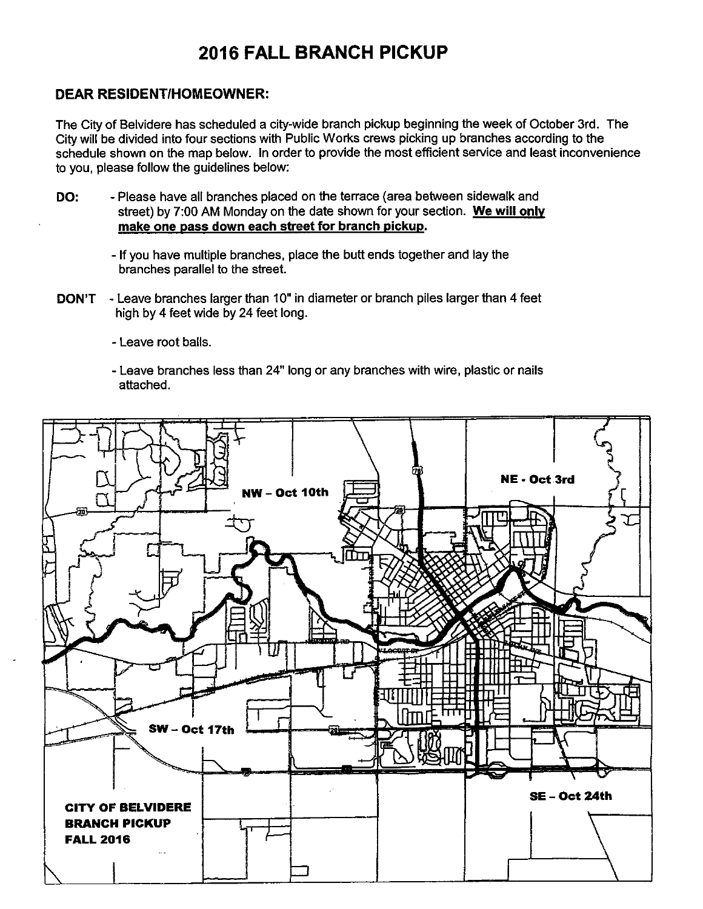# 2016 FALL BRANCH PICKUP

## DEAR RESIDENT/HOMEOWNER:

The City of Belvidere has scheduled a city-wide branch pickup beginning the week of October 3rd. The City will be divided into four sections with Public Works crews picking up branches according to the schedule shown on the map below. In order to provide the most efficient service and least inconvenience to you, please follow the guidelines below:

**DO:**

- Please have all branches placed on the terrace (area between sidewalk and street) by 7:00 AM Monday on the date shown for your section. **<u>We will only make one pass down each street for branch pickup.</u>**
- If you have multiple branches, place the butt ends together and lay the branches parallel to the street.

**DON'T**

- Leave branches larger than 10" in diameter or branch piles larger than 4 feet high by 4 feet wide by 24 feet long.
- Leave root balls.
- Leave branches less than 24" long or any branches with wire, plastic or nails attached.

**NW – Oct 10th**

**NE - Oct 3rd**

**SW – Oct 17th**

**SE – Oct 24th**

**CITY OF BELVIDERE BRANCH PICKUP FALL 2016**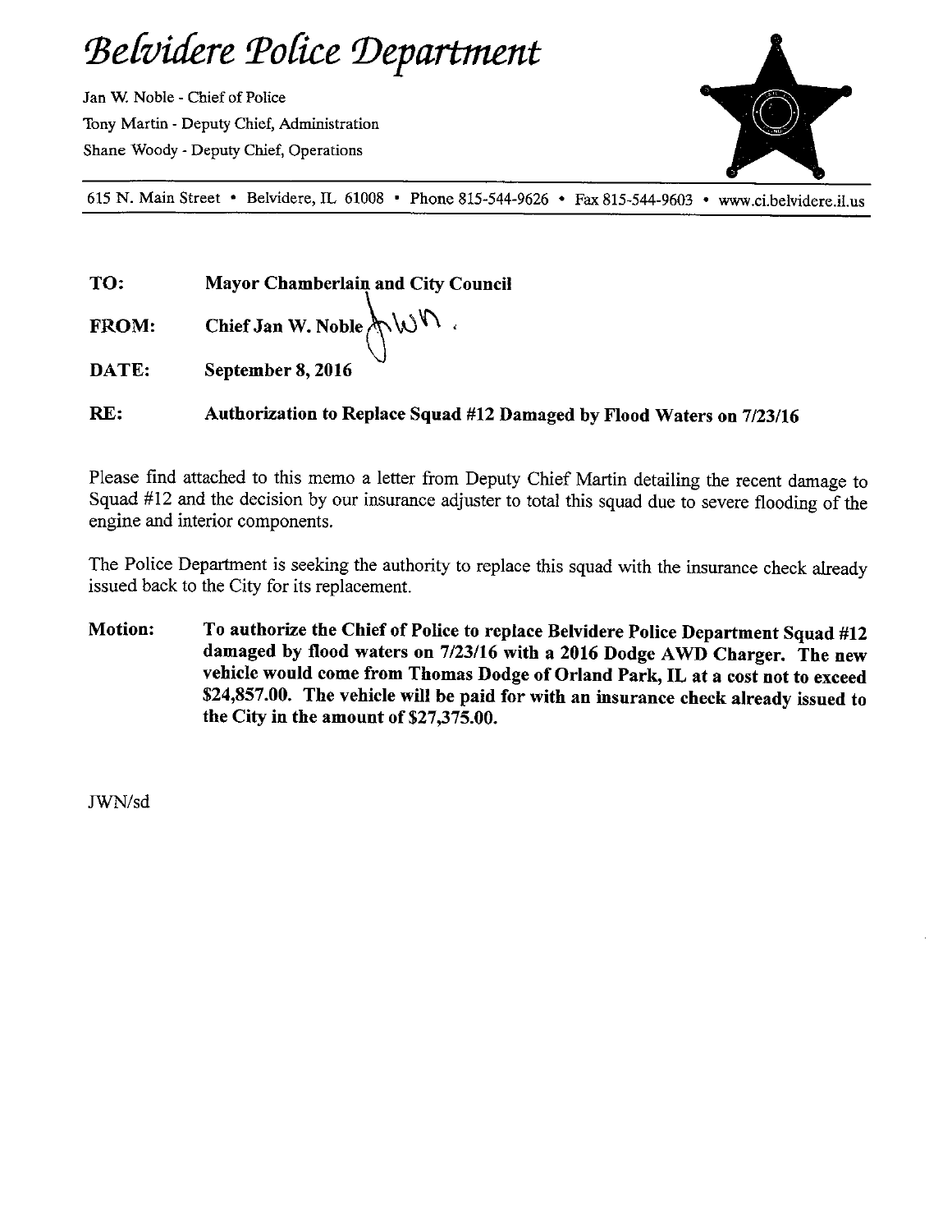# *Belvidere Police Department*

Jan W. Noble - Chief of Police
Tony Martin - Deputy Chief, Administration
Shane Woody - Deputy Chief, Operations

615 N. Main Street • Belvidere, IL 61008 • Phone 815-544-9626 • Fax 815-544-9603 • www.ci.belvidere.il.us

**TO:** **Mayor Chamberlain and City Council**

**FROM:** **Chief Jan W. Noble**

**DATE:** **September 8, 2016**

**RE:** **Authorization to Replace Squad #12 Damaged by Flood Waters on 7/23/16**

Please find attached to this memo a letter from Deputy Chief Martin detailing the recent damage to Squad #12 and the decision by our insurance adjuster to total this squad due to severe flooding of the engine and interior components.

The Police Department is seeking the authority to replace this squad with the insurance check already issued back to the City for its replacement.

**Motion:** **To authorize the Chief of Police to replace Belvidere Police Department Squad #12 damaged by flood waters on 7/23/16 with a 2016 Dodge AWD Charger. The new vehicle would come from Thomas Dodge of Orland Park, IL at a cost not to exceed $24,857.00. The vehicle will be paid for with an insurance check already issued to the City in the amount of $27,375.00.**

JWN/sd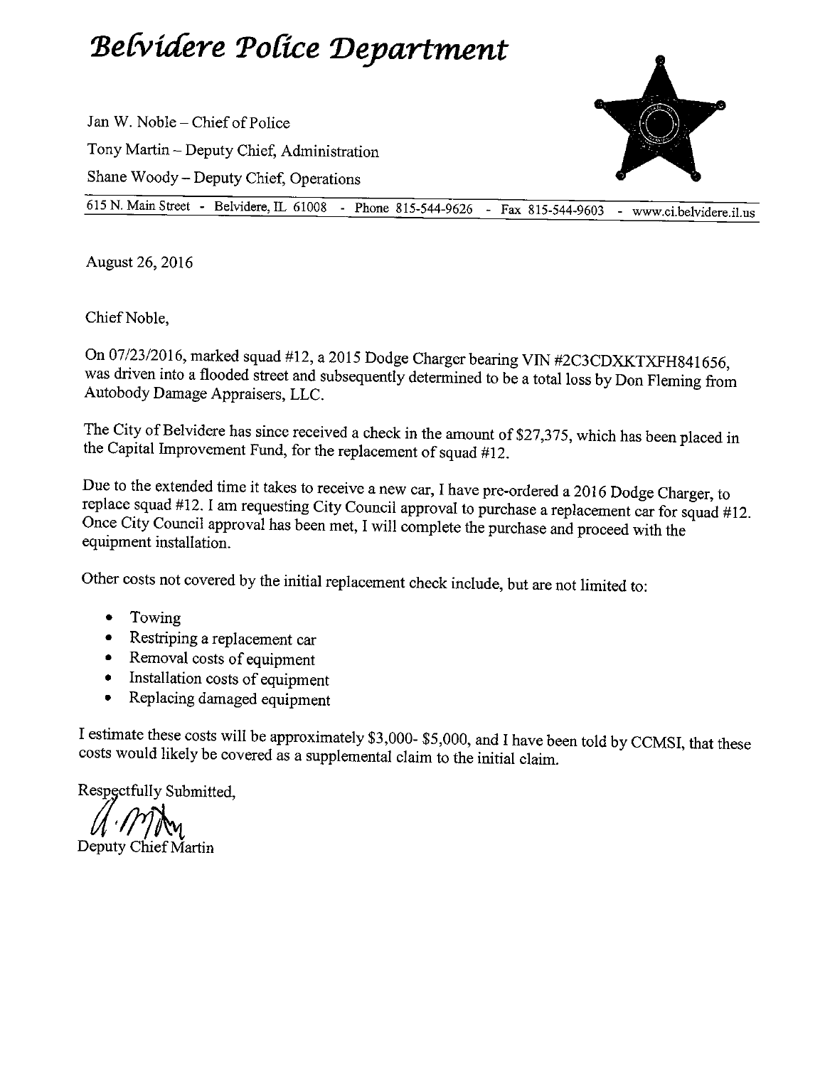# *Belvidere Police Department*

Jan W. Noble – Chief of Police

Tony Martin – Deputy Chief, Administration

Shane Woody – Deputy Chief, Operations

615 N. Main Street - Belvidere, IL 61008 - Phone 815-544-9626 - Fax 815-544-9603 - www.ci.belvidere.il.us

August 26, 2016

Chief Noble,

On 07/23/2016, marked squad #12, a 2015 Dodge Charger bearing VIN #2C3CDXKTXFH841656, was driven into a flooded street and subsequently determined to be a total loss by Don Fleming from Autobody Damage Appraisers, LLC.

The City of Belvidere has since received a check in the amount of $27,375, which has been placed in the Capital Improvement Fund, for the replacement of squad #12.

Due to the extended time it takes to receive a new car, I have pre-ordered a 2016 Dodge Charger, to replace squad #12. I am requesting City Council approval to purchase a replacement car for squad #12. Once City Council approval has been met, I will complete the purchase and proceed with the equipment installation.

Other costs not covered by the initial replacement check include, but are not limited to:

- Towing
- Restriping a replacement car
- Removal costs of equipment
- Installation costs of equipment
- Replacing damaged equipment

I estimate these costs will be approximately $3,000- $5,000, and I have been told by CCMSI, that these costs would likely be covered as a supplemental claim to the initial claim.

Respectfully Submitted,

Deputy Chief Martin